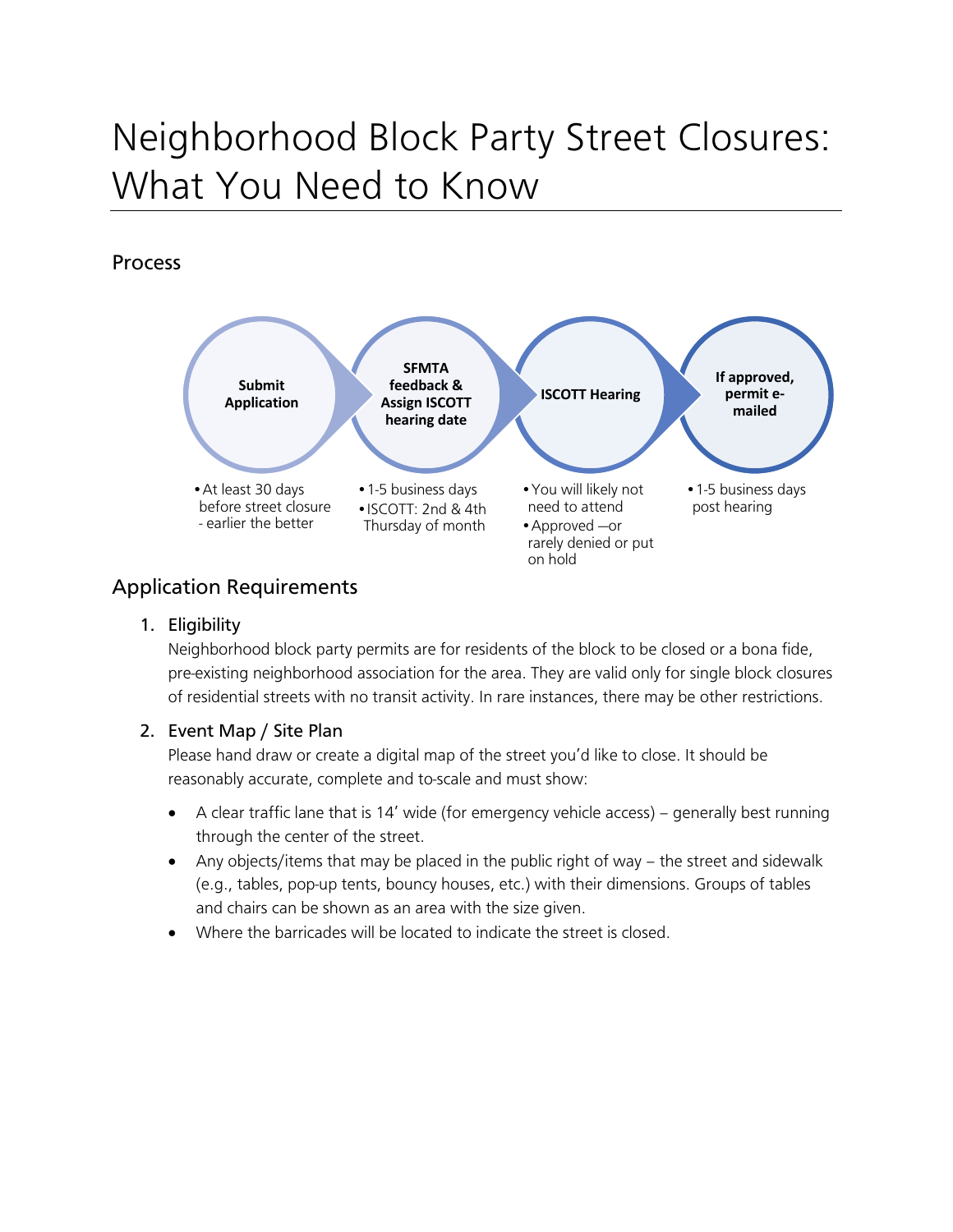# Neighborhood Block Party Street Closures: What You Need to Know

## Process

**Submit Application**

- At least 30 days before street closure - earlier the better

**SFMTA feedback & Assign ISCOTT hearing date**

- 1-5 business days
- ISCOTT: 2nd & 4th Thursday of month

**ISCOTT Hearing**

- You will likely not need to attend
- Approved —or rarely denied or put on hold

**If approved, permit e-mailed**

- 1-5 business days post hearing

## Application Requirements

1. Eligibility

   Neighborhood block party permits are for residents of the block to be closed or a bona fide, pre-existing neighborhood association for the area. They are valid only for single block closures of residential streets with no transit activity. In rare instances, there may be other restrictions.

2. Event Map / Site Plan

   Please hand draw or create a digital map of the street you'd like to close. It should be reasonably accurate, complete and to-scale and must show:

   - A clear traffic lane that is 14' wide (for emergency vehicle access) – generally best running through the center of the street.
   - Any objects/items that may be placed in the public right of way – the street and sidewalk (e.g., tables, pop-up tents, bouncy houses, etc.) with their dimensions. Groups of tables and chairs can be shown as an area with the size given.
   - Where the barricades will be located to indicate the street is closed.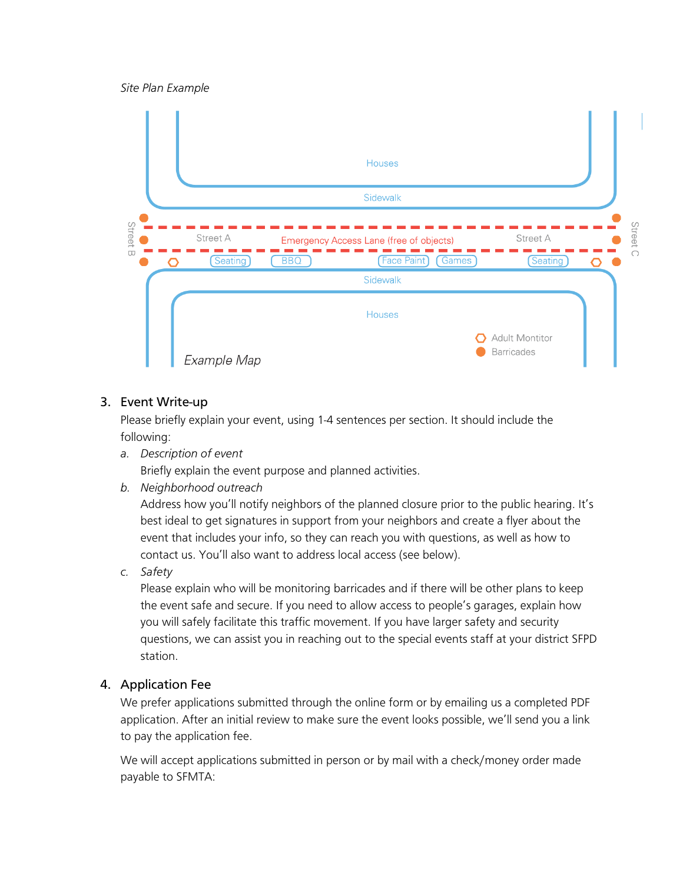*Site Plan Example*

Houses

Sidewalk

Street B

Street A

Emergency Access Lane (free of objects)

Street A

Street C

Seating BBQ Face Paint Games Seating

Sidewalk

Houses

Adult Montitor

Barricades

*Example Map*

3. Event Write-up

   Please briefly explain your event, using 1-4 sentences per section. It should include the following:

   a. *Description of event*

      Briefly explain the event purpose and planned activities.

   b. *Neighborhood outreach*

      Address how you'll notify neighbors of the planned closure prior to the public hearing. It's best ideal to get signatures in support from your neighbors and create a flyer about the event that includes your info, so they can reach you with questions, as well as how to contact us. You'll also want to address local access (see below).

   c. *Safety*

      Please explain who will be monitoring barricades and if there will be other plans to keep the event safe and secure. If you need to allow access to people's garages, explain how you will safely facilitate this traffic movement. If you have larger safety and security questions, we can assist you in reaching out to the special events staff at your district SFPD station.

4. Application Fee

   We prefer applications submitted through the online form or by emailing us a completed PDF application. After an initial review to make sure the event looks possible, we'll send you a link to pay the application fee.

   We will accept applications submitted in person or by mail with a check/money order made payable to SFMTA: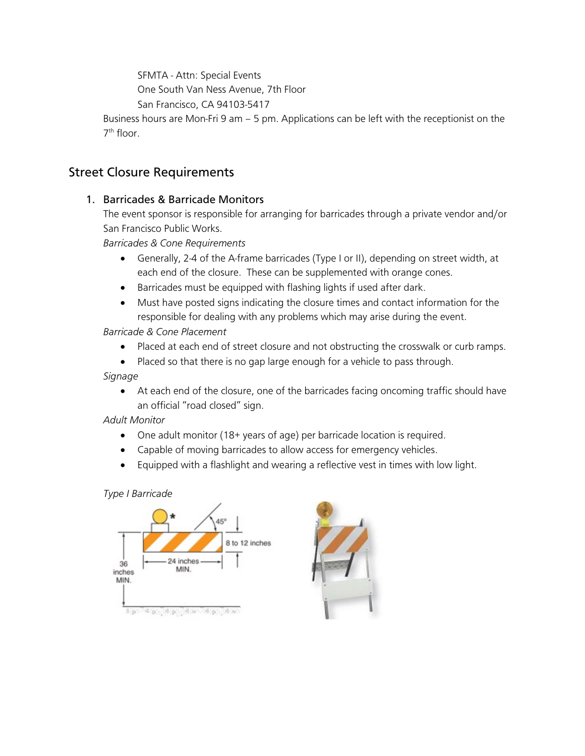SFMTA - Attn: Special Events
One South Van Ness Avenue, 7th Floor
San Francisco, CA 94103-5417

Business hours are Mon-Fri 9 am – 5 pm. Applications can be left with the receptionist on the 7th floor.

## Street Closure Requirements

### 1. Barricades & Barricade Monitors

The event sponsor is responsible for arranging for barricades through a private vendor and/or San Francisco Public Works.

*Barricades & Cone Requirements*

- Generally, 2-4 of the A-frame barricades (Type I or II), depending on street width, at each end of the closure. These can be supplemented with orange cones.
- Barricades must be equipped with flashing lights if used after dark.
- Must have posted signs indicating the closure times and contact information for the responsible for dealing with any problems which may arise during the event.

*Barricade & Cone Placement*

- Placed at each end of street closure and not obstructing the crosswalk or curb ramps.
- Placed so that there is no gap large enough for a vehicle to pass through.

*Signage*

- At each end of the closure, one of the barricades facing oncoming traffic should have an official "road closed" sign.

*Adult Monitor*

- One adult monitor (18+ years of age) per barricade location is required.
- Capable of moving barricades to allow access for emergency vehicles.
- Equipped with a flashlight and wearing a reflective vest in times with low light.

*Type I Barricade*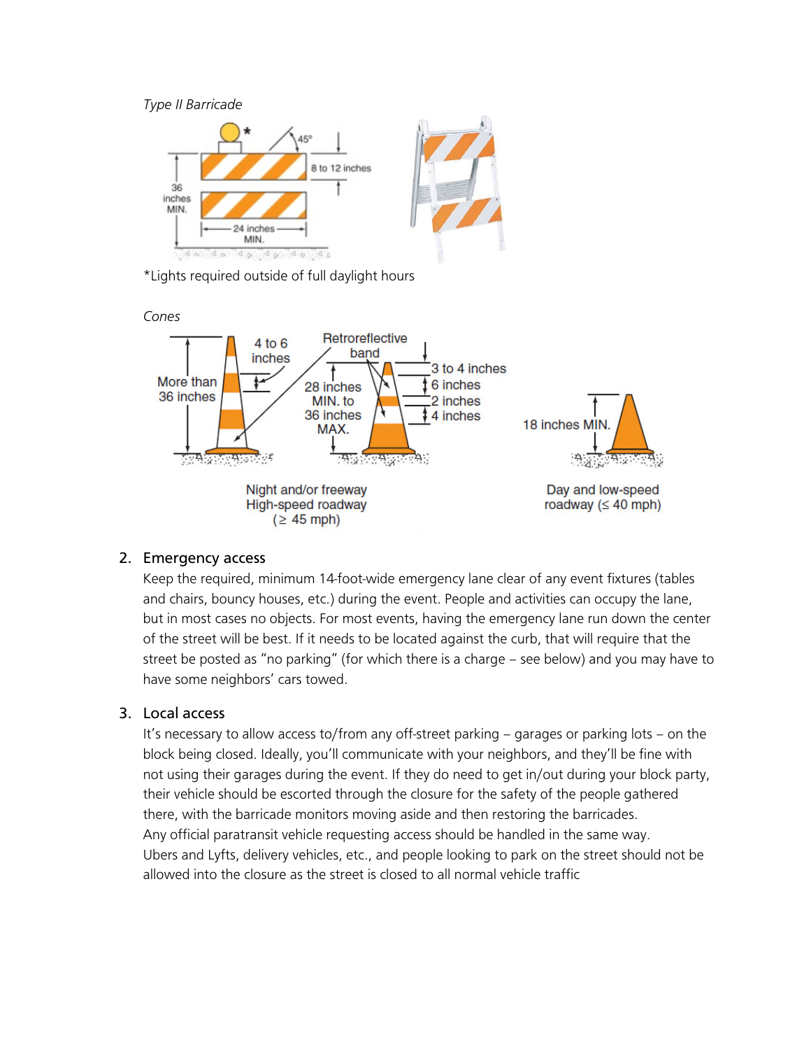*Type II Barricade*

*Lights required outside of full daylight hours

*Cones*

2. Emergency access

   Keep the required, minimum 14-foot-wide emergency lane clear of any event fixtures (tables and chairs, bouncy houses, etc.) during the event. People and activities can occupy the lane, but in most cases no objects. For most events, having the emergency lane run down the center of the street will be best. If it needs to be located against the curb, that will require that the street be posted as "no parking" (for which there is a charge – see below) and you may have to have some neighbors' cars towed.

3. Local access

   It's necessary to allow access to/from any off-street parking – garages or parking lots – on the block being closed. Ideally, you'll communicate with your neighbors, and they'll be fine with not using their garages during the event. If they do need to get in/out during your block party, their vehicle should be escorted through the closure for the safety of the people gathered there, with the barricade monitors moving aside and then restoring the barricades.
   Any official paratransit vehicle requesting access should be handled in the same way.
   Ubers and Lyfts, delivery vehicles, etc., and people looking to park on the street should not be allowed into the closure as the street is closed to all normal vehicle traffic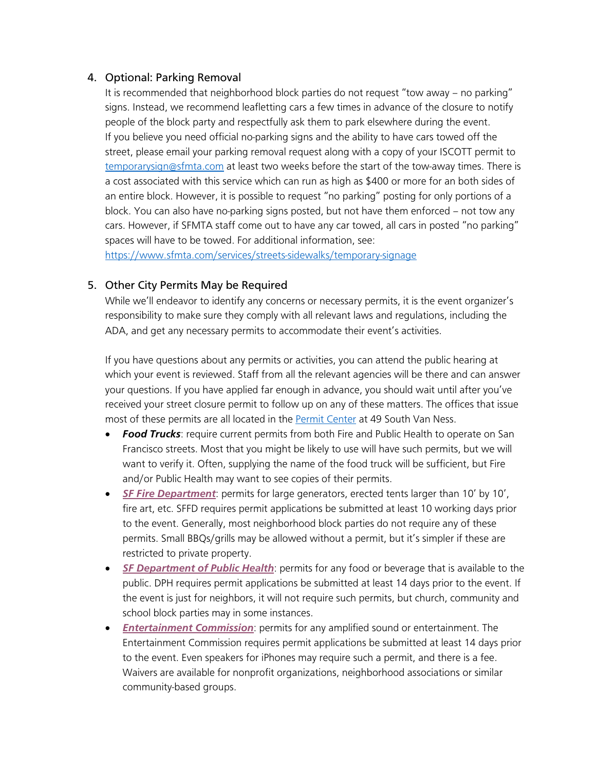4. Optional: Parking Removal

   It is recommended that neighborhood block parties do not request "tow away – no parking" signs. Instead, we recommend leafletting cars a few times in advance of the closure to notify people of the block party and respectfully ask them to park elsewhere during the event.
   If you believe you need official no-parking signs and the ability to have cars towed off the street, please email your parking removal request along with a copy of your ISCOTT permit to [temporarysign@sfmta.com](mailto:temporarysign@sfmta.com) at least two weeks before the start of the tow-away times. There is a cost associated with this service which can run as high as $400 or more for an both sides of an entire block. However, it is possible to request "no parking" posting for only portions of a block. You can also have no-parking signs posted, but not have them enforced – not tow any cars. However, if SFMTA staff come out to have any car towed, all cars in posted "no parking" spaces will have to be towed. For additional information, see: [https://www.sfmta.com/services/streets-sidewalks/temporary-signage](https://www.sfmta.com/services/streets-sidewalks/temporary-signage)

5. Other City Permits May be Required

   While we'll endeavor to identify any concerns or necessary permits, it is the event organizer's responsibility to make sure they comply with all relevant laws and regulations, including the ADA, and get any necessary permits to accommodate their event's activities.

   If you have questions about any permits or activities, you can attend the public hearing at which your event is reviewed. Staff from all the relevant agencies will be there and can answer your questions. If you have applied far enough in advance, you should wait until after you've received your street closure permit to follow up on any of these matters. The offices that issue most of these permits are all located in the Permit Center at 49 South Van Ness.

   - ***Food Trucks***: require current permits from both Fire and Public Health to operate on San Francisco streets. Most that you might be likely to use will have such permits, but we will want to verify it. Often, supplying the name of the food truck will be sufficient, but Fire and/or Public Health may want to see copies of their permits.
   - ***SF Fire Department***: permits for large generators, erected tents larger than 10' by 10', fire art, etc. SFFD requires permit applications be submitted at least 10 working days prior to the event. Generally, most neighborhood block parties do not require any of these permits. Small BBQs/grills may be allowed without a permit, but it's simpler if these are restricted to private property.
   - ***SF Department of Public Health***: permits for any food or beverage that is available to the public. DPH requires permit applications be submitted at least 14 days prior to the event. If the event is just for neighbors, it will not require such permits, but church, community and school block parties may in some instances.
   - ***Entertainment Commission***: permits for any amplified sound or entertainment. The Entertainment Commission requires permit applications be submitted at least 14 days prior to the event. Even speakers for iPhones may require such a permit, and there is a fee. Waivers are available for nonprofit organizations, neighborhood associations or similar community-based groups.